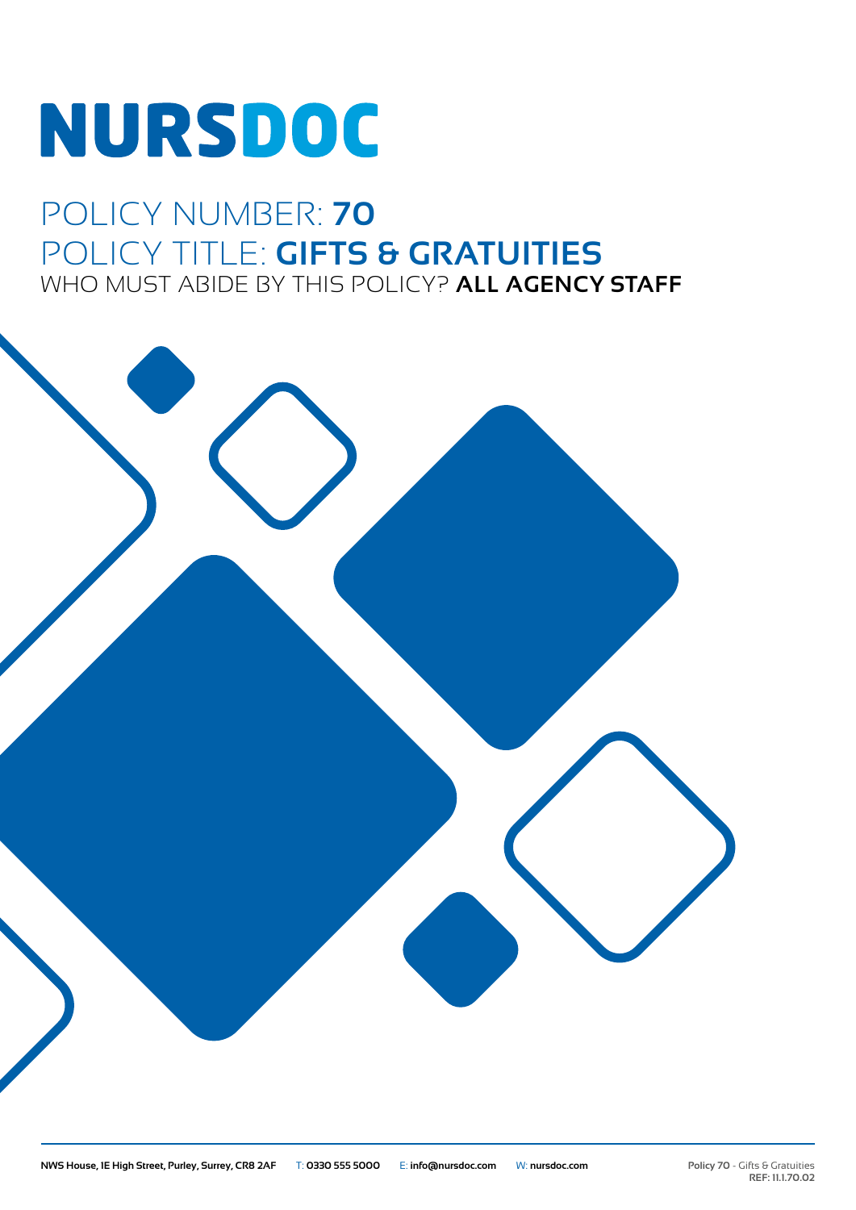# NURSDOC

## POLICY NUMBER: **70**

## POLICY TITLE: **GIFTS & GRATUITIES**

WHO MUST ABIDE BY THIS POLICY? **ALL AGENCY STAFF**

**NWS House, 1E High Street, Purley, Surrey, CR8 2AF** T: **0330 555 5000** E: **info@nursdoc.com** W: **nursdoc.com**

**Policy 70** - Gifts & Gratuities
**REF: 11.1.70.02**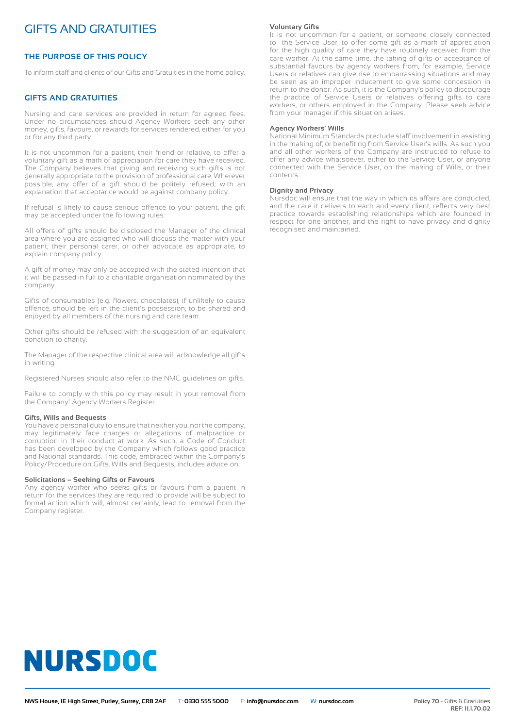# GIFTS AND GRATUITIES

## THE PURPOSE OF THIS POLICY

To inform staff and clients of our Gifts and Gratuities in the home policy.

## GIFTS AND GRATUITIES

Nursing and care services are provided in return for agreed fees. Under no circumstances should Agency Workers seek any other money, gifts, favours, or rewards for services rendered, either for you or for any third party.

It is not uncommon for a patient, their friend or relative, to offer a voluntary gift as a mark of appreciation for care they have received. The Company believes that giving and receiving such gifts is not generally appropriate to the provision of professional care. Wherever possible, any offer of a gift should be politely refused; with an explanation that acceptance would be against company policy.

If refusal is likely to cause serious offence to your patient, the gift may be accepted under the following rules:

All offers of gifts should be disclosed the Manager of the clinical area where you are assigned who will discuss the matter with your patient, their personal carer, or other advocate as appropriate, to explain company policy.

A gift of money may only be accepted with the stated intention that it will be passed in full to a charitable organisation nominated by the company.

Gifts of consumables (e.g. flowers, chocolates), if unlikely to cause offence, should be left in the client's possession, to be shared and enjoyed by all members of the nursing and care team.

Other gifts should be refused with the suggestion of an equivalent donation to charity.

The Manager of the respective clinical area will acknowledge all gifts in writing.

Registered Nurses should also refer to the NMC guidelines on gifts.

Failure to comply with this policy may result in your removal from the Company' Agency Workers Register.

**Gifts, Wills and Bequests**

You have a personal duty to ensure that neither you, nor the company, may legitimately face charges or allegations of malpractice or corruption in their conduct at work. As such, a Code of Conduct has been developed by the Company which follows good practice and National standards. This code, embraced within the Company's Policy/Procedure on Gifts, Wills and Bequests, includes advice on:

**Solicitations – Seeking Gifts or Favours**

Any agency worker who seeks gifts or favours from a patient in return for the services they are required to provide will be subject to formal action which will, almost certainly, lead to removal from the Company register.

**Voluntary Gifts**

It is not uncommon for a patient, or someone closely connected to the Service User, to offer some gift as a mark of appreciation for the high quality of care they have routinely received from the care worker. At the same time, the taking of gifts or acceptance of substantial favours by agency workers from, for example, Service Users or relatives can give rise to embarrassing situations and may be seen as an improper inducement to give some concession in return to the donor. As such, it is the Company's policy to discourage the practice of Service Users or relatives offering gifts to care workers, or others employed in the Company. Please seek advice from your manager if this situation arises.

**Agency Workers' Wills**

National Minimum Standards preclude staff involvement in assisting in the making of, or benefiting from Service User's wills. As such you and all other workers of the Company are instructed to refuse to offer any advice whatsoever, either to the Service User, or anyone connected with the Service User, on the making of Wills, or their contents.

**Dignity and Privacy**

Nursdoc will ensure that the way in which its affairs are conducted, and the care it delivers to each and every client, reflects very best practice towards establishing relationships which are founded in respect for one another, and the right to have privacy and dignity recognised and maintained.

**NURSDOC**

NWS House, 1E High Street, Purley, Surrey, CR8 2AF T: 0330 555 5000 E: info@nursdoc.com W: nursdoc.com

Policy 70 - Gifts & Gratuities
REF: 11.1.70.02